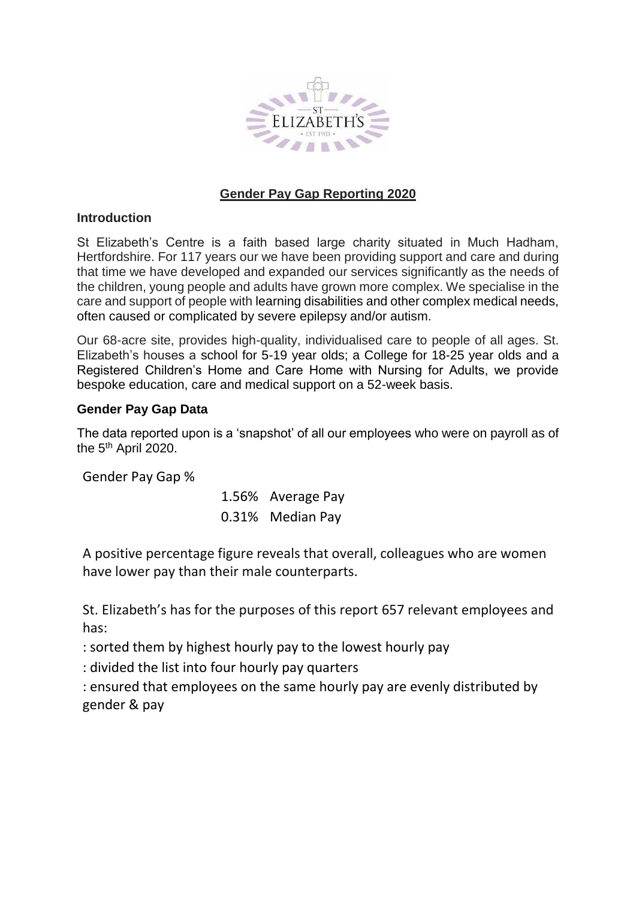## Gender Pay Gap Reporting 2020

### Introduction

St Elizabeth's Centre is a faith based large charity situated in Much Hadham, Hertfordshire. For 117 years our we have been providing support and care and during that time we have developed and expanded our services significantly as the needs of the children, young people and adults have grown more complex. We specialise in the care and support of people with learning disabilities and other complex medical needs, often caused or complicated by severe epilepsy and/or autism.

Our 68-acre site, provides high-quality, individualised care to people of all ages. St. Elizabeth's houses a school for 5-19 year olds; a College for 18-25 year olds and a Registered Children's Home and Care Home with Nursing for Adults, we provide bespoke education, care and medical support on a 52-week basis.

### Gender Pay Gap Data

The data reported upon is a 'snapshot' of all our employees who were on payroll as of the 5th April 2020.

Gender Pay Gap %

| | |
|---|---|
| 1.56% | Average Pay |
| 0.31% | Median Pay |

A positive percentage figure reveals that overall, colleagues who are women have lower pay than their male counterparts.

St. Elizabeth's has for the purposes of this report 657 relevant employees and has:

: sorted them by highest hourly pay to the lowest hourly pay

: divided the list into four hourly pay quarters

: ensured that employees on the same hourly pay are evenly distributed by gender & pay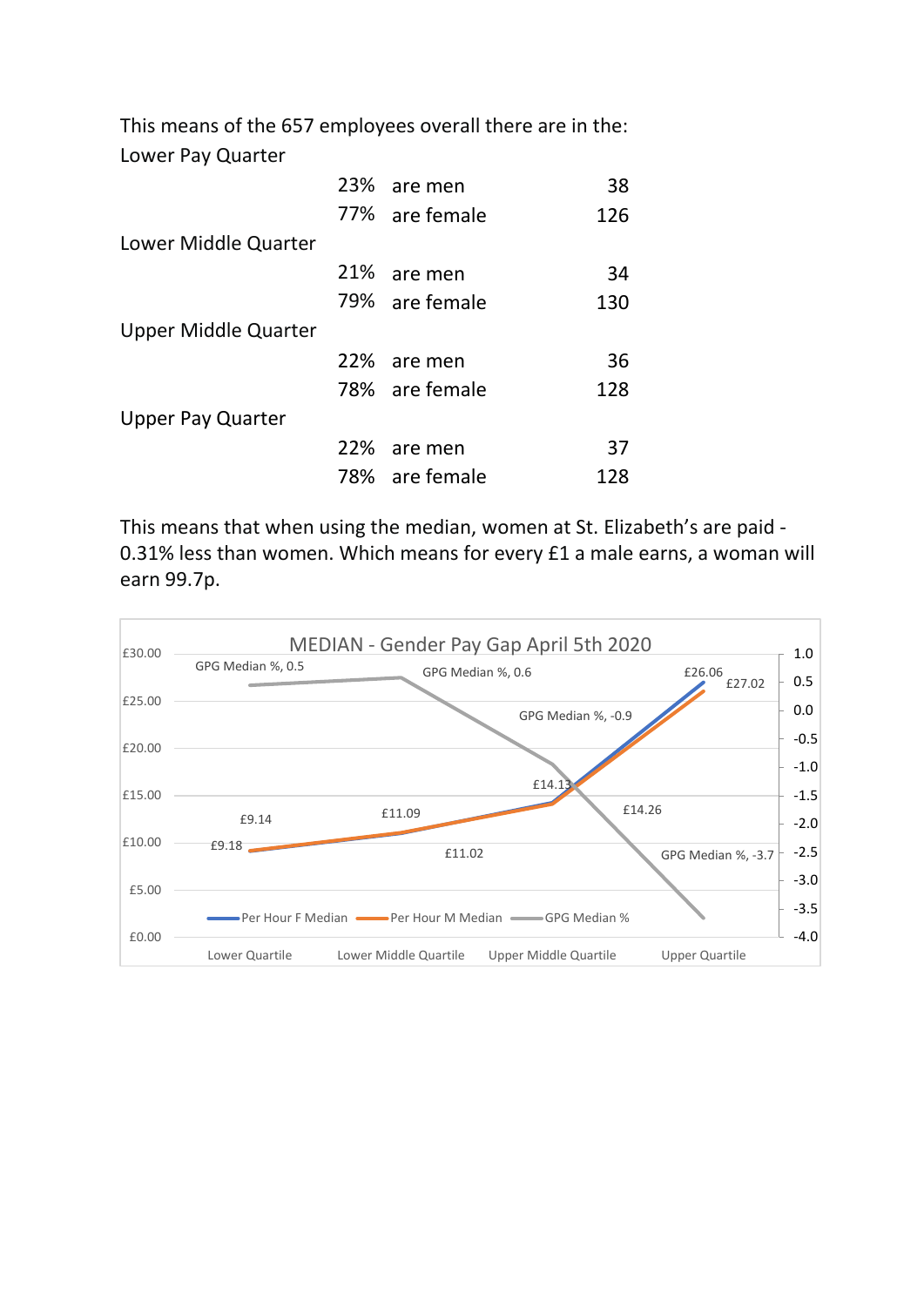This means of the 657 employees overall there are in the:

| Quarter | % | | Number |
|---|---|---|---|
| Lower Pay Quarter | | | |
| | 23% | are men | 38 |
| | 77% | are female | 126 |
| Lower Middle Quarter | | | |
| | 21% | are men | 34 |
| | 79% | are female | 130 |
| Upper Middle Quarter | | | |
| | 22% | are men | 36 |
| | 78% | are female | 128 |
| Upper Pay Quarter | | | |
| | 22% | are men | 37 |
| | 78% | are female | 128 |

This means that when using the median, women at St. Elizabeth's are paid -0.31% less than women. Which means for every £1 a male earns, a woman will earn 99.7p.

MEDIAN - Gender Pay Gap April 5th 2020

GPG Median %, 0.5 | GPG Median %, 0.6 | GPG Median %, -0.9 | GPG Median %, -3.7

£9.14 | £9.18 | £11.09 | £11.02 | £14.13 | £14.26 | £26.06 | £27.02

Per Hour F Median | Per Hour M Median | GPG Median %

Lower Quartile | Lower Middle Quartile | Upper Middle Quartile | Upper Quartile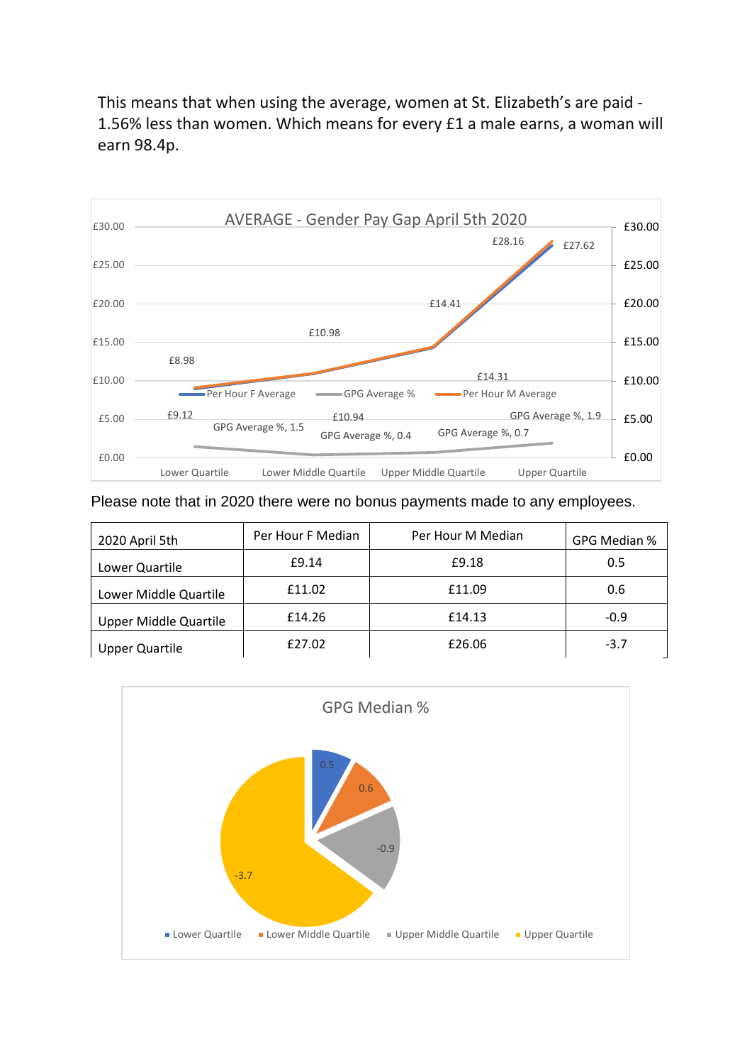This means that when using the average, women at St. Elizabeth's are paid -1.56% less than women. Which means for every £1 a male earns, a woman will earn 98.4p.

AVERAGE - Gender Pay Gap April 5th 2020

| | Per Hour F Average | Per Hour M Average | GPG Average % |
|---|---|---|---|
| Lower Quartile | £9.12 | £8.98 | 1.5 |
| Lower Middle Quartile | £10.94 | £10.98 | 0.4 |
| Upper Middle Quartile | £14.31 | £14.41 | 0.7 |
| Upper Quartile | £27.62 | £28.16 | 1.9 |

Please note that in 2020 there were no bonus payments made to any employees.

| 2020 April 5th | Per Hour F Median | Per Hour M Median | GPG Median % |
|---|---|---|---|
| Lower Quartile | £9.14 | £9.18 | 0.5 |
| Lower Middle Quartile | £11.02 | £11.09 | 0.6 |
| Upper Middle Quartile | £14.26 | £14.13 | -0.9 |
| Upper Quartile | £27.02 | £26.06 | -3.7 |

GPG Median %

- Lower Quartile: 0.5
- Lower Middle Quartile: 0.6
- Upper Middle Quartile: -0.9
- Upper Quartile: -3.7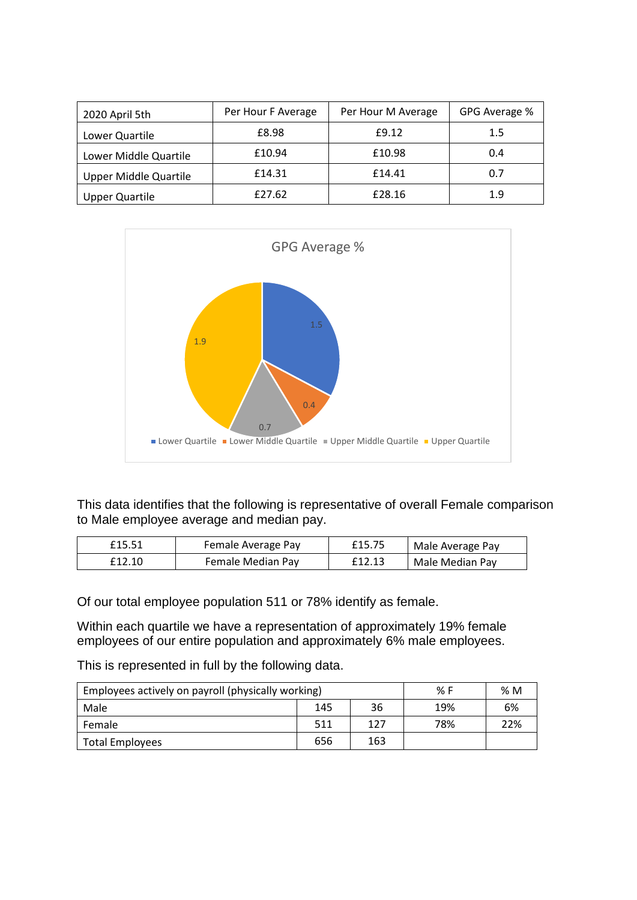| 2020 April 5th | Per Hour F Average | Per Hour M Average | GPG Average % |
|---|---|---|---|
| Lower Quartile | £8.98 | £9.12 | 1.5 |
| Lower Middle Quartile | £10.94 | £10.98 | 0.4 |
| Upper Middle Quartile | £14.31 | £14.41 | 0.7 |
| Upper Quartile | £27.62 | £28.16 | 1.9 |

GPG Average %

- Lower Quartile: 1.5
- Lower Middle Quartile: 0.4
- Upper Middle Quartile: 0.7
- Upper Quartile: 1.9

This data identifies that the following is representative of overall Female comparison to Male employee average and median pay.

| £15.51 | Female Average Pay | £15.75 | Male Average Pay |
|---|---|---|---|
| £12.10 | Female Median Pay | £12.13 | Male Median Pay |

Of our total employee population 511 or 78% identify as female.

Within each quartile we have a representation of approximately 19% female employees of our entire population and approximately 6% male employees.

This is represented in full by the following data.

| Employees actively on payroll (physically working) | | | % F | % M |
|---|---|---|---|---|
| Male | 145 | 36 | 19% | 6% |
| Female | 511 | 127 | 78% | 22% |
| Total Employees | 656 | 163 | | |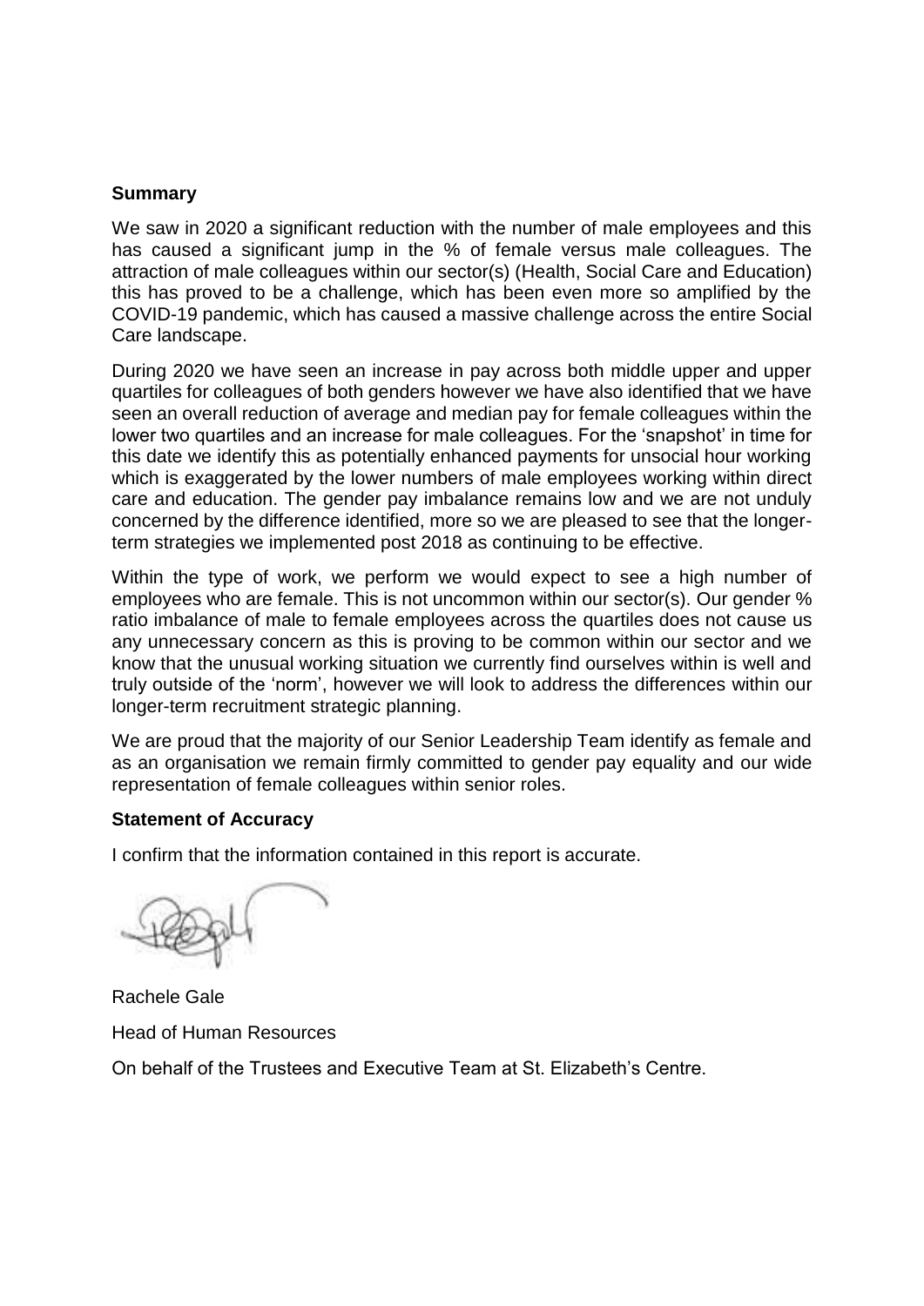**Summary**

We saw in 2020 a significant reduction with the number of male employees and this has caused a significant jump in the % of female versus male colleagues. The attraction of male colleagues within our sector(s) (Health, Social Care and Education) this has proved to be a challenge, which has been even more so amplified by the COVID-19 pandemic, which has caused a massive challenge across the entire Social Care landscape.

During 2020 we have seen an increase in pay across both middle upper and upper quartiles for colleagues of both genders however we have also identified that we have seen an overall reduction of average and median pay for female colleagues within the lower two quartiles and an increase for male colleagues. For the 'snapshot' in time for this date we identify this as potentially enhanced payments for unsocial hour working which is exaggerated by the lower numbers of male employees working within direct care and education. The gender pay imbalance remains low and we are not unduly concerned by the difference identified, more so we are pleased to see that the longer-term strategies we implemented post 2018 as continuing to be effective.

Within the type of work, we perform we would expect to see a high number of employees who are female. This is not uncommon within our sector(s). Our gender % ratio imbalance of male to female employees across the quartiles does not cause us any unnecessary concern as this is proving to be common within our sector and we know that the unusual working situation we currently find ourselves within is well and truly outside of the 'norm', however we will look to address the differences within our longer-term recruitment strategic planning.

We are proud that the majority of our Senior Leadership Team identify as female and as an organisation we remain firmly committed to gender pay equality and our wide representation of female colleagues within senior roles.

**Statement of Accuracy**

I confirm that the information contained in this report is accurate.

Rachele Gale

Head of Human Resources

On behalf of the Trustees and Executive Team at St. Elizabeth's Centre.